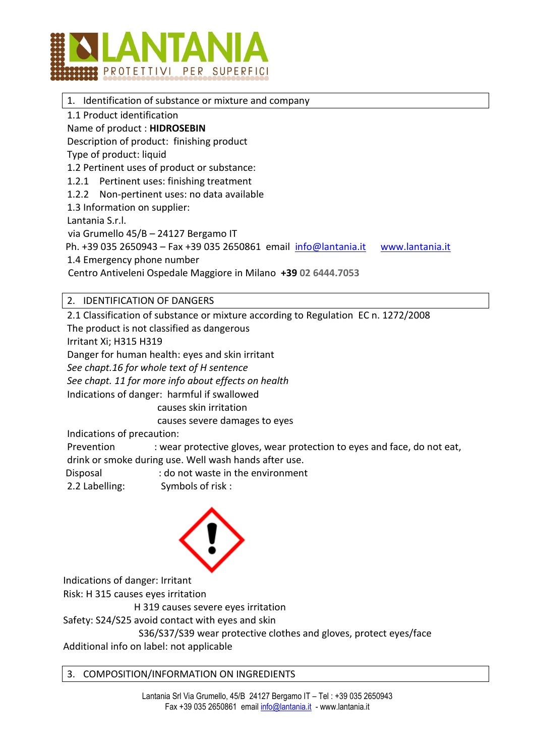LANTANIA
PROTETTIVI PER SUPERFICI

## 1. Identification of substance or mixture and company

1.1 Product identification

Name of product : **HIDROSEBIN**

Description of product: finishing product

Type of product: liquid

1.2 Pertinent uses of product or substance:

1.2.1 Pertinent uses: finishing treatment

1.2.2 Non-pertinent uses: no data available

1.3 Information on supplier:

Lantania S.r.l.

via Grumello 45/B – 24127 Bergamo IT

Ph. +39 035 2650943 – Fax +39 035 2650861 email info@lantania.it www.lantania.it

1.4 Emergency phone number

Centro Antiveleni Ospedale Maggiore in Milano **+39** **02 6444.7053**

## 2. IDENTIFICATION OF DANGERS

2.1 Classification of substance or mixture according to Regulation EC n. 1272/2008

The product is not classified as dangerous

Irritant Xi; H315 H319

Danger for human health: eyes and skin irritant

*See chapt.16 for whole text of H sentence*

*See chapt. 11 for more info about effects on health*

Indications of danger: harmful if swallowed

causes skin irritation

causes severe damages to eyes

Indications of precaution:

Prevention : wear protective gloves, wear protection to eyes and face, do not eat, drink or smoke during use. Well wash hands after use.

Disposal : do not waste in the environment

2.2 Labelling: Symbols of risk :

Indications of danger: Irritant

Risk: H 315 causes eyes irritation

H 319 causes severe eyes irritation

Safety: S24/S25 avoid contact with eyes and skin

S36/S37/S39 wear protective clothes and gloves, protect eyes/face

Additional info on label: not applicable

## 3. COMPOSITION/INFORMATION ON INGREDIENTS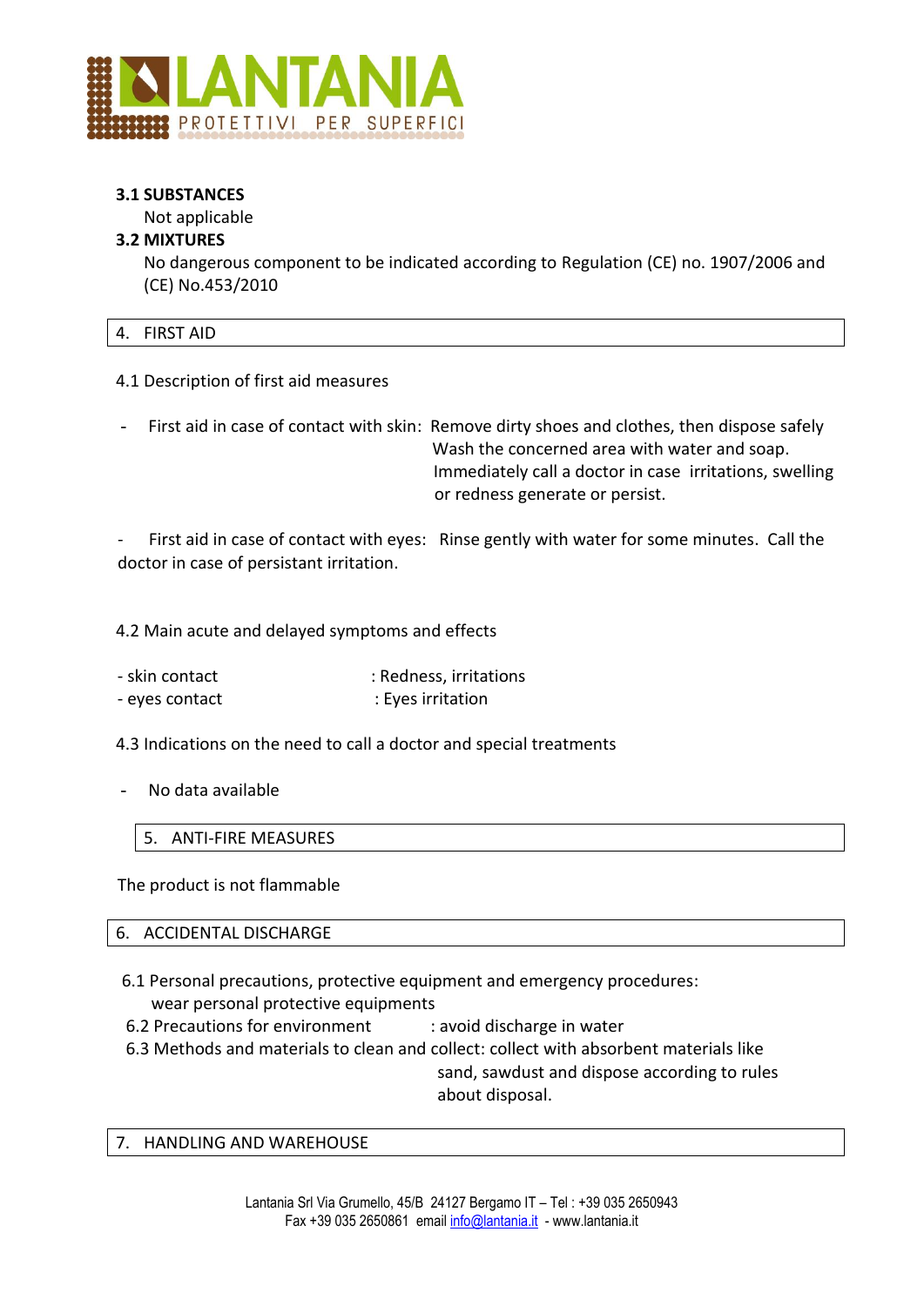**3.1 SUBSTANCES**

Not applicable

**3.2 MIXTURES**

No dangerous component to be indicated according to Regulation (CE) no. 1907/2006 and (CE) No.453/2010

## 4. FIRST AID

4.1 Description of first aid measures

- First aid in case of contact with skin: Remove dirty shoes and clothes, then dispose safely Wash the concerned area with water and soap. Immediately call a doctor in case irritations, swelling or redness generate or persist.

- First aid in case of contact with eyes: Rinse gently with water for some minutes. Call the doctor in case of persistant irritation.

4.2 Main acute and delayed symptoms and effects

- skin contact : Redness, irritations
- eyes contact : Eyes irritation

4.3 Indications on the need to call a doctor and special treatments

- No data available

## 5. ANTI-FIRE MEASURES

The product is not flammable

## 6. ACCIDENTAL DISCHARGE

6.1 Personal precautions, protective equipment and emergency procedures: wear personal protective equipments

6.2 Precautions for environment : avoid discharge in water

6.3 Methods and materials to clean and collect: collect with absorbent materials like sand, sawdust and dispose according to rules about disposal.

## 7. HANDLING AND WAREHOUSE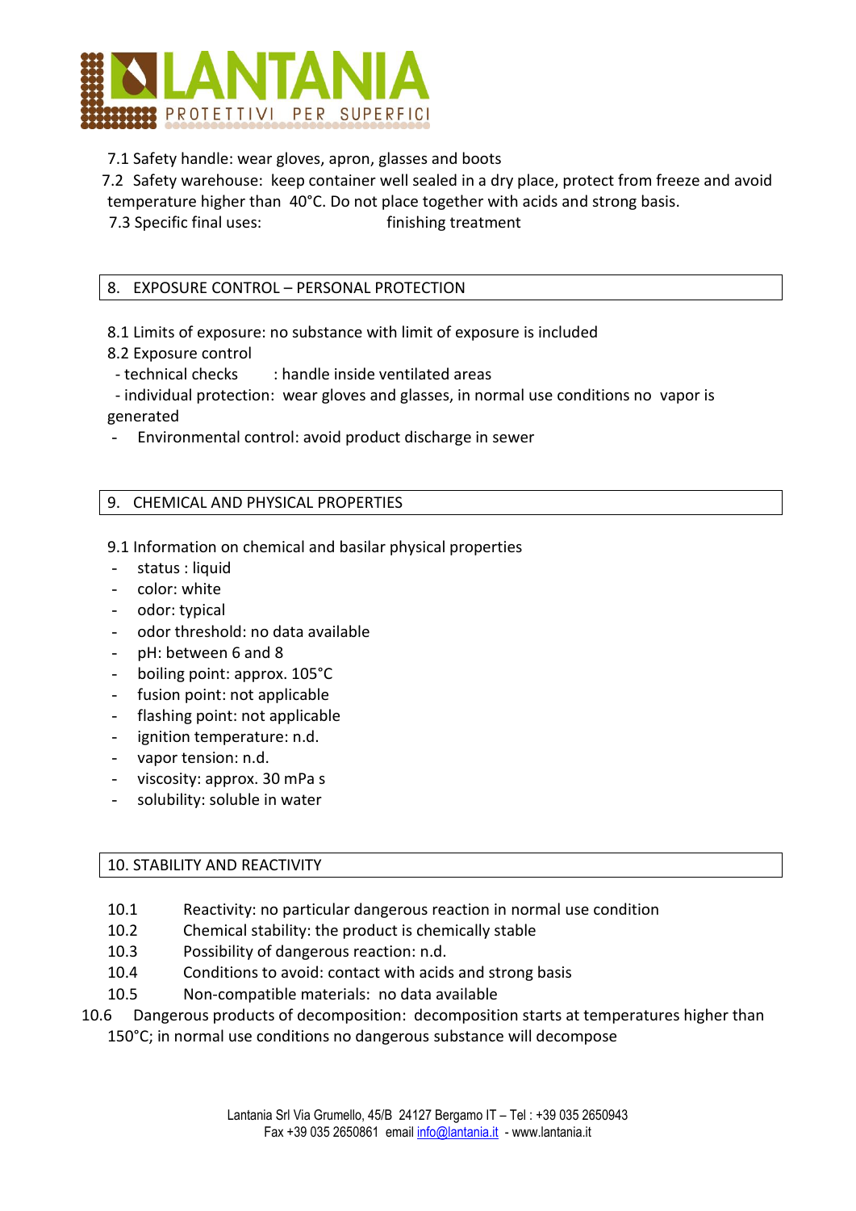7.1 Safety handle: wear gloves, apron, glasses and boots

7.2 Safety warehouse: keep container well sealed in a dry place, protect from freeze and avoid temperature higher than 40°C. Do not place together with acids and strong basis.

7.3 Specific final uses: finishing treatment

## 8. EXPOSURE CONTROL – PERSONAL PROTECTION

8.1 Limits of exposure: no substance with limit of exposure is included

8.2 Exposure control

- technical checks : handle inside ventilated areas
- individual protection: wear gloves and glasses, in normal use conditions no vapor is generated
- Environmental control: avoid product discharge in sewer

## 9. CHEMICAL AND PHYSICAL PROPERTIES

9.1 Information on chemical and basilar physical properties

- status : liquid
- color: white
- odor: typical
- odor threshold: no data available
- pH: between 6 and 8
- boiling point: approx. 105°C
- fusion point: not applicable
- flashing point: not applicable
- ignition temperature: n.d.
- vapor tension: n.d.
- viscosity: approx. 30 mPa s
- solubility: soluble in water

## 10. STABILITY AND REACTIVITY

10.1 Reactivity: no particular dangerous reaction in normal use condition

10.2 Chemical stability: the product is chemically stable

10.3 Possibility of dangerous reaction: n.d.

10.4 Conditions to avoid: contact with acids and strong basis

10.5 Non-compatible materials: no data available

10.6 Dangerous products of decomposition: decomposition starts at temperatures higher than 150°C; in normal use conditions no dangerous substance will decompose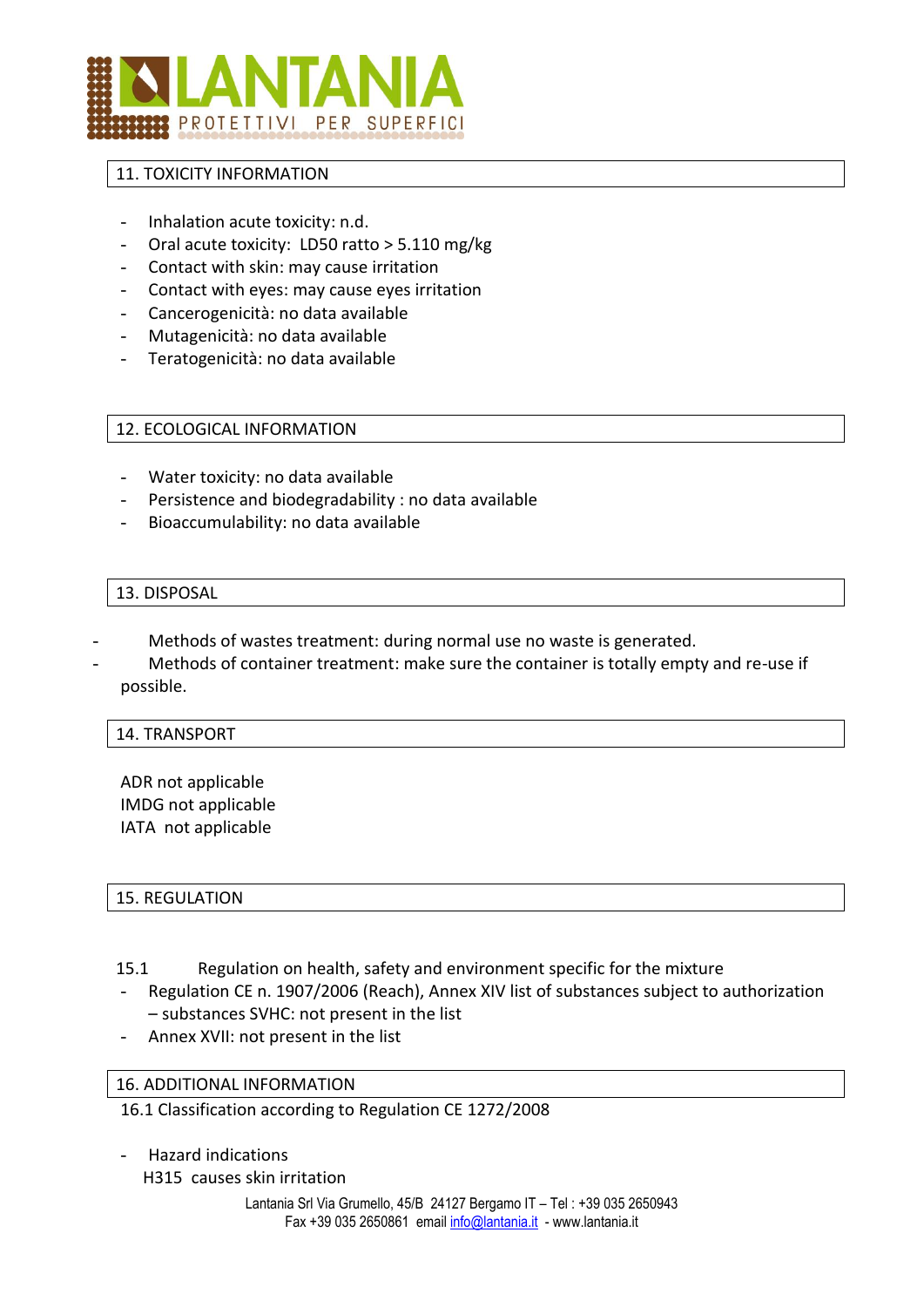## 11. TOXICITY INFORMATION

- Inhalation acute toxicity: n.d.
- Oral acute toxicity: LD50 ratto > 5.110 mg/kg
- Contact with skin: may cause irritation
- Contact with eyes: may cause eyes irritation
- Cancerogenicità: no data available
- Mutagenicità: no data available
- Teratogenicità: no data available

## 12. ECOLOGICAL INFORMATION

- Water toxicity: no data available
- Persistence and biodegradability : no data available
- Bioaccumulability: no data available

## 13. DISPOSAL

- Methods of wastes treatment: during normal use no waste is generated.
- Methods of container treatment: make sure the container is totally empty and re-use if possible.

## 14. TRANSPORT

ADR not applicable
IMDG not applicable
IATA not applicable

## 15. REGULATION

15.1 Regulation on health, safety and environment specific for the mixture

- Regulation CE n. 1907/2006 (Reach), Annex XIV list of substances subject to authorization – substances SVHC: not present in the list
- Annex XVII: not present in the list

## 16. ADDITIONAL INFORMATION

16.1 Classification according to Regulation CE 1272/2008

- Hazard indications

  H315 causes skin irritation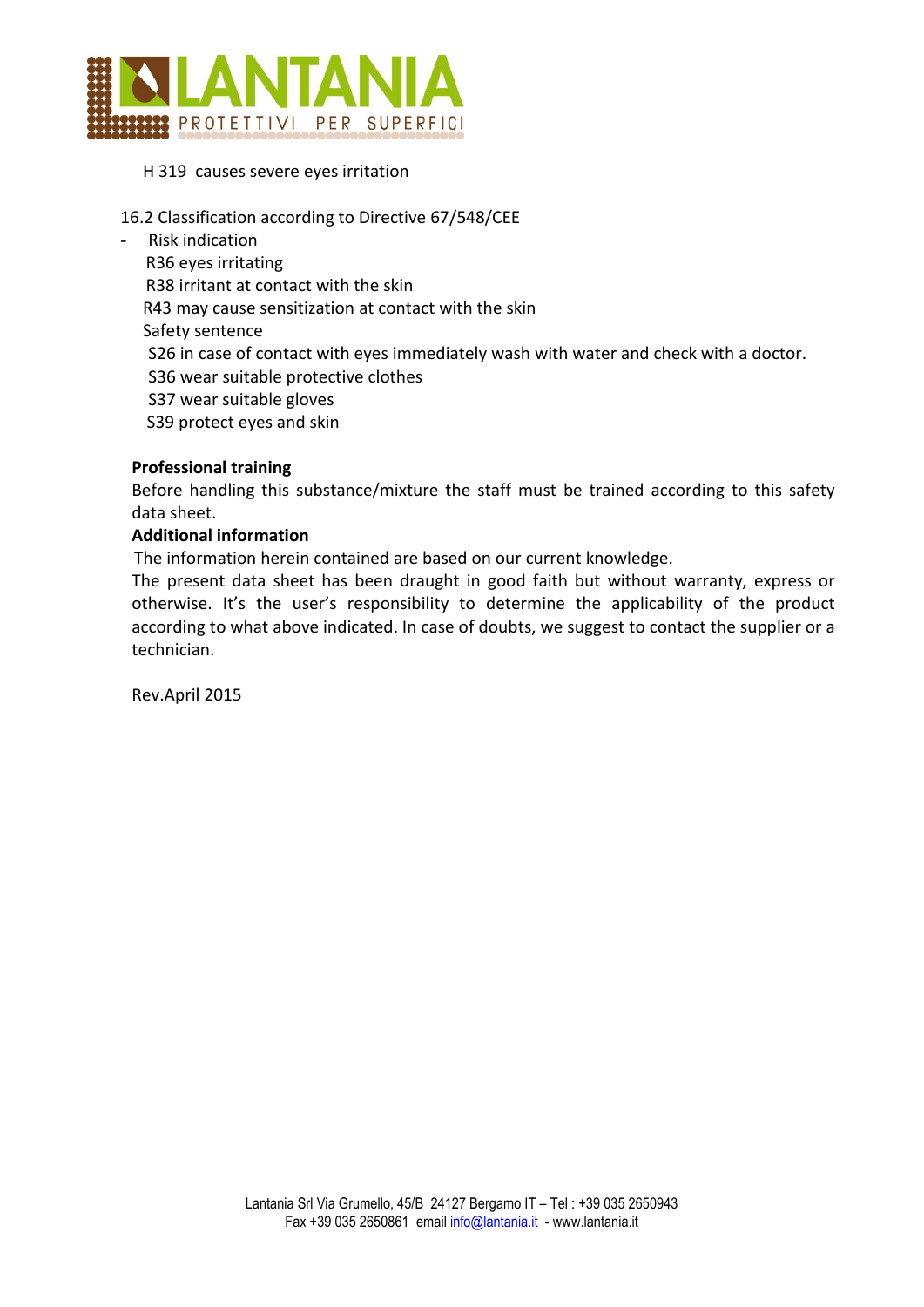H 319 causes severe eyes irritation

16.2 Classification according to Directive 67/548/CEE

- Risk indication

  R36 eyes irritating

  R38 irritant at contact with the skin

  R43 may cause sensitization at contact with the skin

  Safety sentence

  S26 in case of contact with eyes immediately wash with water and check with a doctor.

  S36 wear suitable protective clothes

  S37 wear suitable gloves

  S39 protect eyes and skin

**Professional training**

Before handling this substance/mixture the staff must be trained according to this safety data sheet.

**Additional information**

The information herein contained are based on our current knowledge.

The present data sheet has been draught in good faith but without warranty, express or otherwise. It's the user's responsibility to determine the applicability of the product according to what above indicated. In case of doubts, we suggest to contact the supplier or a technician.

Rev.April 2015